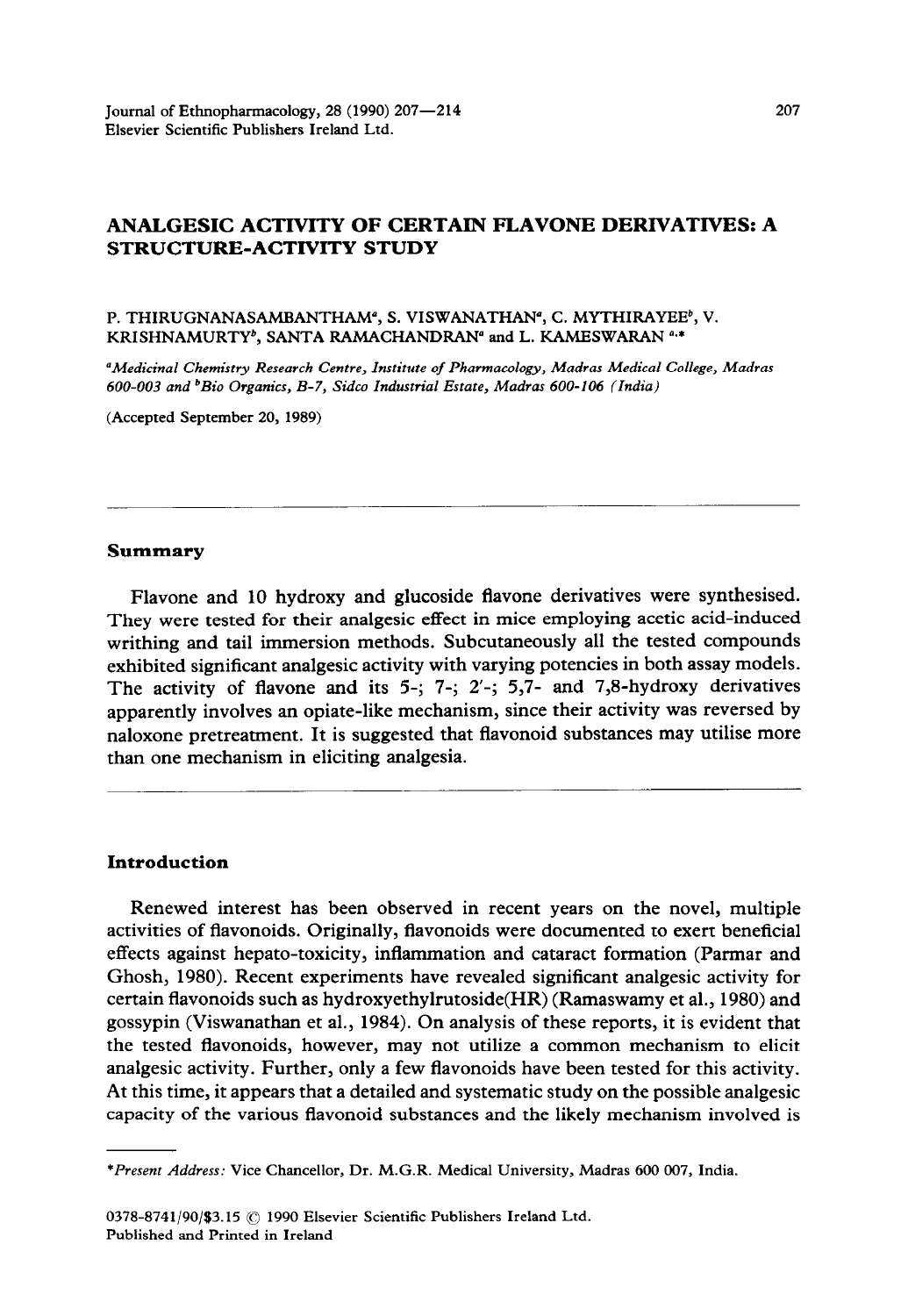# ANALGESIC ACTIVITY OF CERTAIN FLAVONE DERIVATIVES: A STRUCTURE-ACTIVITY STUDY

P. THIRUGNANASAMBANTHAM[a], S. VISWANATHAN[a], C. MYTHIRAYEE[b], V. KRISHNAMURTY[b], SANTA RAMACHANDRAN[a] and L. KAMESWARAN [a,*]

[a]*Medicinal Chemistry Research Centre, Institute of Pharmacology, Madras Medical College, Madras 600-003 and* [b]*Bio Organics, B-7, Sidco Industrial Estate, Madras 600-106 (India)*

(Accepted September 20, 1989)

## Summary

Flavone and 10 hydroxy and glucoside flavone derivatives were synthesised. They were tested for their analgesic effect in mice employing acetic acid-induced writhing and tail immersion methods. Subcutaneously all the tested compounds exhibited significant analgesic activity with varying potencies in both assay models. The activity of flavone and its 5-; 7-; 2′-; 5,7- and 7,8-hydroxy derivatives apparently involves an opiate-like mechanism, since their activity was reversed by naloxone pretreatment. It is suggested that flavonoid substances may utilise more than one mechanism in eliciting analgesia.

## Introduction

Renewed interest has been observed in recent years on the novel, multiple activities of flavonoids. Originally, flavonoids were documented to exert beneficial effects against hepato-toxicity, inflammation and cataract formation (Parmar and Ghosh, 1980). Recent experiments have revealed significant analgesic activity for certain flavonoids such as hydroxyethylrutoside(HR) (Ramaswamy et al., 1980) and gossypin (Viswanathan et al., 1984). On analysis of these reports, it is evident that the tested flavonoids, however, may not utilize a common mechanism to elicit analgesic activity. Further, only a few flavonoids have been tested for this activity. At this time, it appears that a detailed and systematic study on the possible analgesic capacity of the various flavonoid substances and the likely mechanism involved is

---

**Present Address:* Vice Chancellor, Dr. M.G.R. Medical University, Madras 600 007, India.

0378-8741/90/$3.15 © 1990 Elsevier Scientific Publishers Ireland Ltd.
Published and Printed in Ireland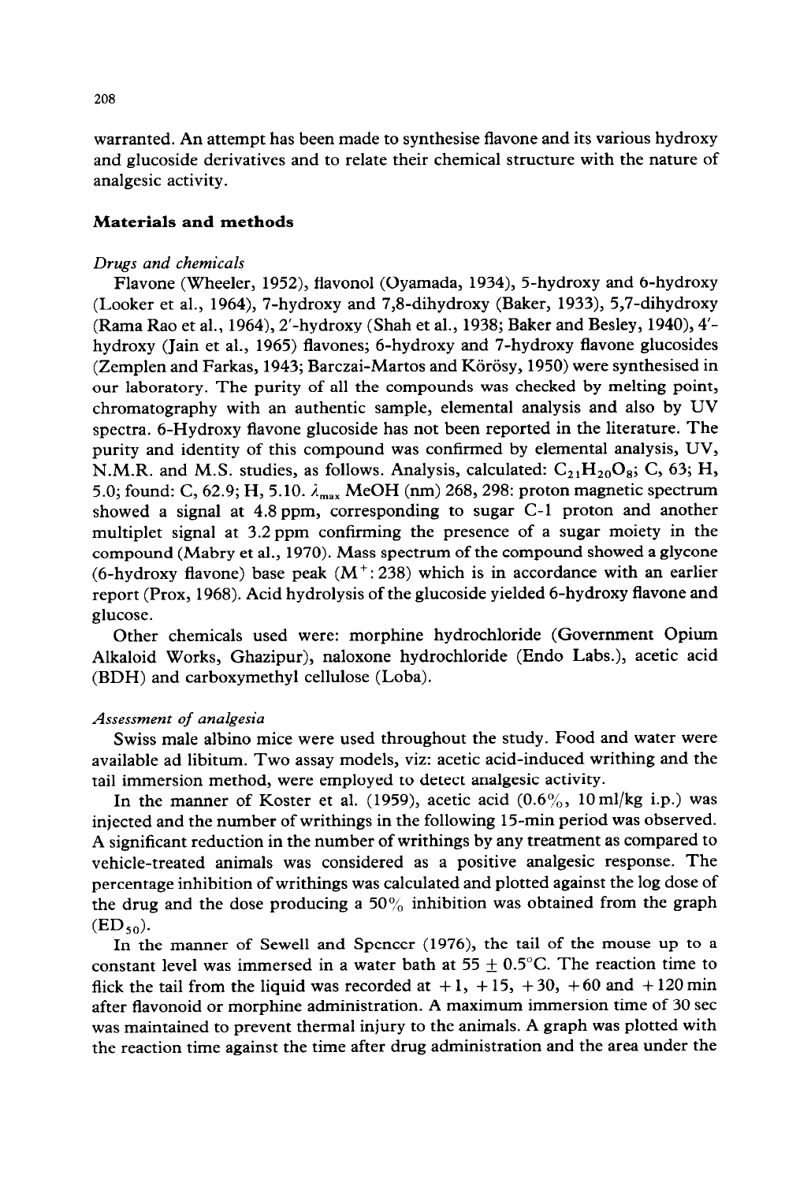warranted. An attempt has been made to synthesise flavone and its various hydroxy and glucoside derivatives and to relate their chemical structure with the nature of analgesic activity.

## Materials and methods

### *Drugs and chemicals*

Flavone (Wheeler, 1952), flavonol (Oyamada, 1934), 5-hydroxy and 6-hydroxy (Looker et al., 1964), 7-hydroxy and 7,8-dihydroxy (Baker, 1933), 5,7-dihydroxy (Rama Rao et al., 1964), 2′-hydroxy (Shah et al., 1938; Baker and Besley, 1940), 4′-hydroxy (Jain et al., 1965) flavones; 6-hydroxy and 7-hydroxy flavone glucosides (Zemplen and Farkas, 1943; Barczai-Martos and Körösy, 1950) were synthesised in our laboratory. The purity of all the compounds was checked by melting point, chromatography with an authentic sample, elemental analysis and also by UV spectra. 6-Hydroxy flavone glucoside has not been reported in the literature. The purity and identity of this compound was confirmed by elemental analysis, UV, N.M.R. and M.S. studies, as follows. Analysis, calculated: $C_{21}H_{20}O_8$; C, 63; H, 5.0; found: C, 62.9; H, 5.10. $\lambda_{max}$ MeOH (nm) 268, 298: proton magnetic spectrum showed a signal at 4.8 ppm, corresponding to sugar C-1 proton and another multiplet signal at 3.2 ppm confirming the presence of a sugar moiety in the compound (Mabry et al., 1970). Mass spectrum of the compound showed a glycone (6-hydroxy flavone) base peak ($M^+$: 238) which is in accordance with an earlier report (Prox, 1968). Acid hydrolysis of the glucoside yielded 6-hydroxy flavone and glucose.

Other chemicals used were: morphine hydrochloride (Government Opium Alkaloid Works, Ghazipur), naloxone hydrochloride (Endo Labs.), acetic acid (BDH) and carboxymethyl cellulose (Loba).

### *Assessment of analgesia*

Swiss male albino mice were used throughout the study. Food and water were available ad libitum. Two assay models, viz: acetic acid-induced writhing and the tail immersion method, were employed to detect analgesic activity.

In the manner of Koster et al. (1959), acetic acid (0.6%, 10 ml/kg i.p.) was injected and the number of writhings in the following 15-min period was observed. A significant reduction in the number of writhings by any treatment as compared to vehicle-treated animals was considered as a positive analgesic response. The percentage inhibition of writhings was calculated and plotted against the log dose of the drug and the dose producing a 50% inhibition was obtained from the graph ($ED_{50}$).

In the manner of Sewell and Spencer (1976), the tail of the mouse up to a constant level was immersed in a water bath at $55 \pm 0.5$°C. The reaction time to flick the tail from the liquid was recorded at +1, +15, +30, +60 and +120 min after flavonoid or morphine administration. A maximum immersion time of 30 sec was maintained to prevent thermal injury to the animals. A graph was plotted with the reaction time against the time after drug administration and the area under the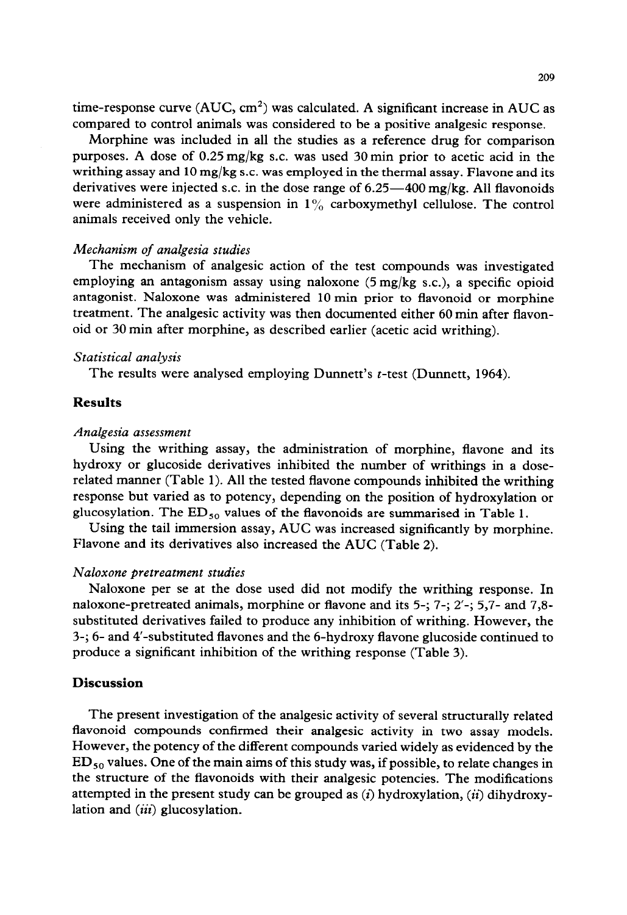time-response curve (AUC, $cm^2$) was calculated. A significant increase in AUC as compared to control animals was considered to be a positive analgesic response.

Morphine was included in all the studies as a reference drug for comparison purposes. A dose of 0.25 mg/kg s.c. was used 30 min prior to acetic acid in the writhing assay and 10 mg/kg s.c. was employed in the thermal assay. Flavone and its derivatives were injected s.c. in the dose range of 6.25—400 mg/kg. All flavonoids were administered as a suspension in 1% carboxymethyl cellulose. The control animals received only the vehicle.

### *Mechanism of analgesia studies*

The mechanism of analgesic action of the test compounds was investigated employing an antagonism assay using naloxone (5 mg/kg s.c.), a specific opioid antagonist. Naloxone was administered 10 min prior to flavonoid or morphine treatment. The analgesic activity was then documented either 60 min after flavonoid or 30 min after morphine, as described earlier (acetic acid writhing).

### *Statistical analysis*

The results were analysed employing Dunnett's *t*-test (Dunnett, 1964).

## Results

### *Analgesia assessment*

Using the writhing assay, the administration of morphine, flavone and its hydroxy or glucoside derivatives inhibited the number of writhings in a dose-related manner (Table 1). All the tested flavone compounds inhibited the writhing response but varied as to potency, depending on the position of hydroxylation or glucosylation. The $ED_{50}$ values of the flavonoids are summarised in Table 1.

Using the tail immersion assay, AUC was increased significantly by morphine. Flavone and its derivatives also increased the AUC (Table 2).

### *Naloxone pretreatment studies*

Naloxone per se at the dose used did not modify the writhing response. In naloxone-pretreated animals, morphine or flavone and its 5-; 7-; 2′-; 5,7- and 7,8-substituted derivatives failed to produce any inhibition of writhing. However, the 3-; 6- and 4′-substituted flavones and the 6-hydroxy flavone glucoside continued to produce a significant inhibition of the writhing response (Table 3).

## Discussion

The present investigation of the analgesic activity of several structurally related flavonoid compounds confirmed their analgesic activity in two assay models. However, the potency of the different compounds varied widely as evidenced by the $ED_{50}$ values. One of the main aims of this study was, if possible, to relate changes in the structure of the flavonoids with their analgesic potencies. The modifications attempted in the present study can be grouped as (*i*) hydroxylation, (*ii*) dihydroxylation and (*iii*) glucosylation.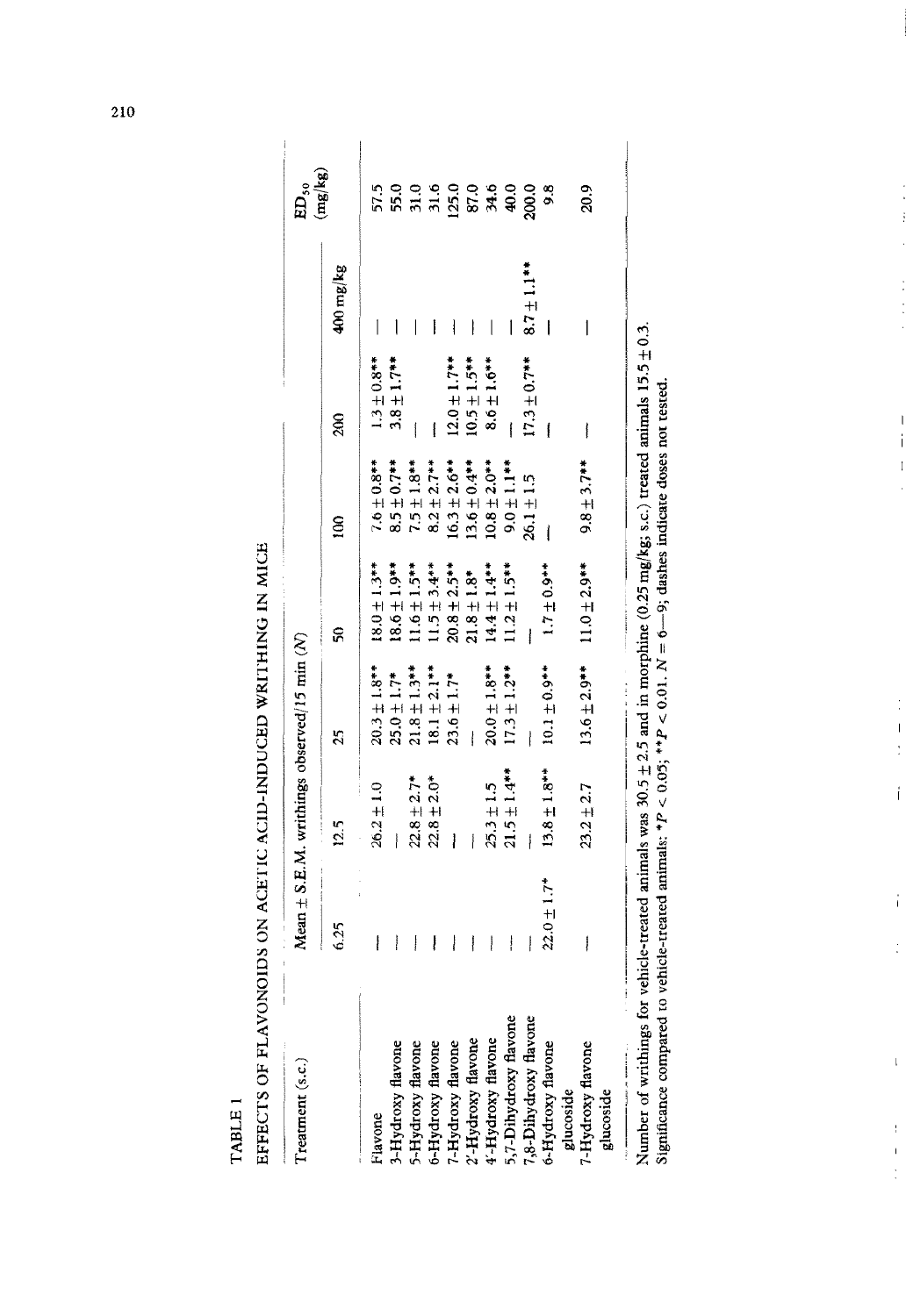TABLE 1

EFFECTS OF FLAVONOIDS ON ACETIC ACID-INDUCED WRITHING IN MICE

| Treatment (s.c.) | Mean ± S.E.M. writhings observed/15 min (N) | | | | | | | $ED_{50}$ (mg/kg) |
|---|---|---|---|---|---|---|---|---|
| | 6.25 | 12.5 | 25 | 50 | 100 | 200 | 400 mg/kg | |
| Flavone | — | 26.2 ± 1.0 | 20.3 ± 1.8** | 18.0 ± 1.3** | 7.6 ± 0.8** | 1.3 ± 0.8** | — | 57.5 |
| 3-Hydroxy flavone | — | — | 25.0 ± 1.7* | 18.6 ± 1.9** | 8.5 ± 0.7** | 3.8 ± 1.7** | — | 55.0 |
| 5-Hydroxy flavone | — | 22.8 ± 2.7* | 21.8 ± 1.3** | 11.6 ± 1.5** | 7.5 ± 1.8** | — | — | 31.0 |
| 6-Hydroxy flavone | — | 22.8 ± 2.0* | 18.1 ± 2.1** | 11.5 ± 3.4** | 8.2 ± 2.7** | — | — | 31.6 |
| 7-Hydroxy flavone | — | — | 23.6 ± 1.7* | 20.8 ± 2.5** | 16.3 ± 2.6** | 12.0 ± 1.7** | — | 125.0 |
| 2'-Hydroxy flavone | — | — | — | 21.8 ± 1.8* | 13.6 ± 0.4** | 10.5 ± 1.5** | — | 87.0 |
| 4'-Hydroxy flavone | — | 25.3 ± 1.5 | 20.0 ± 1.8** | 14.4 ± 1.4** | 10.8 ± 2.0** | 8.6 ± 1.6** | — | 34.6 |
| 5,7-Dihydroxy flavone | — | 21.5 ± 1.4** | 17.3 ± 1.2** | 11.2 ± 1.5** | 9.0 ± 1.1** | — | — | 40.0 |
| 7,8-Dihydroxy flavone | — | — | — | — | 26.1 ± 1.5 | 17.3 ± 0.7** | 8.7 ± 1.1** | 200.0 |
| 6-Hydroxy flavone glucoside | 22.0 ± 1.7* | 13.8 ± 1.8** | 10.1 ± 0.9** | 1.7 ± 0.9** | — | — | — | 9.8 |
| 7-Hydroxy flavone glucoside | — | 23.2 ± 2.7 | 13.6 ± 2.9** | 11.0 ± 2.9** | 9.8 ± 3.7** | — | — | 20.9 |

Number of writhings for vehicle-treated animals was 30.5 ± 2.5 and in morphine (0.25 mg/kg; s.c.) treated animals 15.5 ± 0.3.
Significance compared to vehicle-treated animals; *$P < 0.05$; **$P < 0.01$. $N = 6$—9; dashes indicate doses not tested.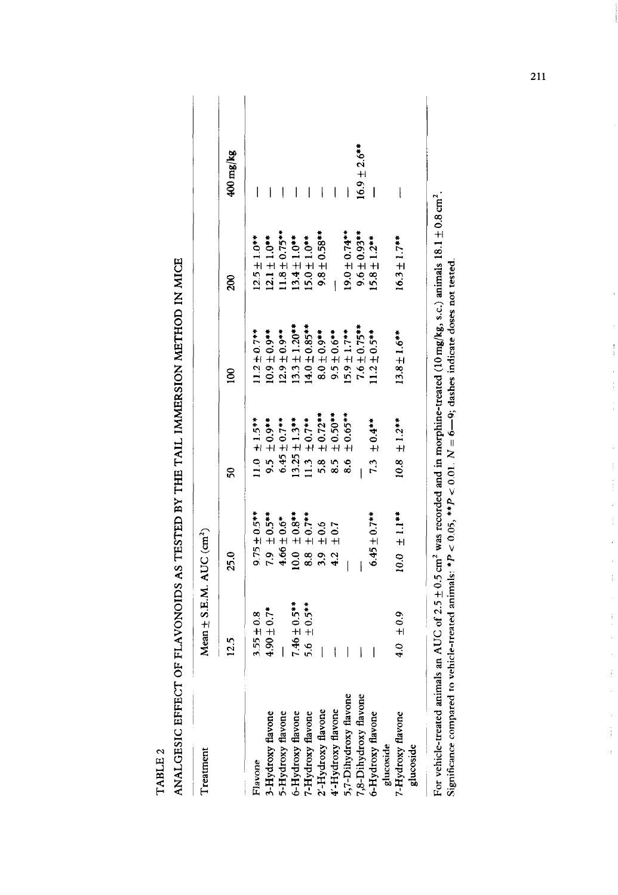TABLE 2

ANALGESIC EFFECT OF FLAVONOIDS AS TESTED BY THE TAIL IMMERSION METHOD IN MICE

| Treatment | Mean ± S.E.M. AUC ($cm^2$) | | | | | |
|---|---|---|---|---|---|---|
| | 12.5 | 25.0 | 50 | 100 | 200 | 400 mg/kg |
| Flavone | 3.55 ± 0.8 | 9.75 ± 0.5** | 11.0 ± 1.5** | 11.2 ± 0.7** | 12.5 ± 1.0** | — |
| 3-Hydroxy flavone | 4.90 ± 0.7* | 7.9 ± 0.5** | 9.5 ± 0.9** | 10.9 ± 0.9** | 12.1 ± 1.0** | — |
| 5-Hydroxy flavone | — | 4.66 ± 0.6* | 6.45 ± 0.7** | 12.9 ± 0.9** | 11.8 ± 0.75** | — |
| 6-Hydroxy flavone | 7.46 ± 0.5** | 10.0 ± 0.8** | 13.25 ± 1.3** | 13.3 ± 1.20** | 13.4 ± 1.0** | — |
| 7-Hydroxy flavone | 5.6 ± 0.5** | 8.8 ± 0.7** | 11.3 ± 0.7** | 14.0 ± 0.85** | 15.0 ± 1.0** | — |
| 2'-Hydroxy flavone | — | 3.9 ± 0.6 | 5.8 ± 0.72** | 8.0 ± 0.9** | 9.8 ± 0.58** | — |
| 4'-Hydroxy flavone | — | 4.2 ± 0.7 | 8.5 ± 0.50** | 9.5 ± 0.6** | — | — |
| 5,7-Dihydroxy flavone | — | — | 8.6 ± 0.65** | 15.9 ± 1.7** | 19.0 ± 0.74** | — |
| 7,8-Dihydroxy flavone | — | — | — | 7.6 ± 0.75** | 9.6 ± 0.93** | 16.9 ± 2.6** |
| 6-Hydroxy flavone glucoside | — | 6.45 ± 0.7** | 7.3 ± 0.4** | 11.2 ± 0.5** | 15.8 ± 1.2** | — |
| 7-Hydroxy flavone glucoside | 4.0 ± 0.9 | 10.0 ± 1.1** | 10.8 ± 1.2** | 13.8 ± 1.6** | 16.3 ± 1.7** | — |

For vehicle-treated animals an AUC of 2.5 ± 0.5 $cm^2$ was recorded and in morphine-treated (10 mg/kg, s.c.) animals 18.1 ± 0.8 $cm^2$.
Significance compared to vehicle-treated animals: $^*P < 0.05$, $^{**}P < 0.01$. $N = 6$—9; dashes indicate doses not tested.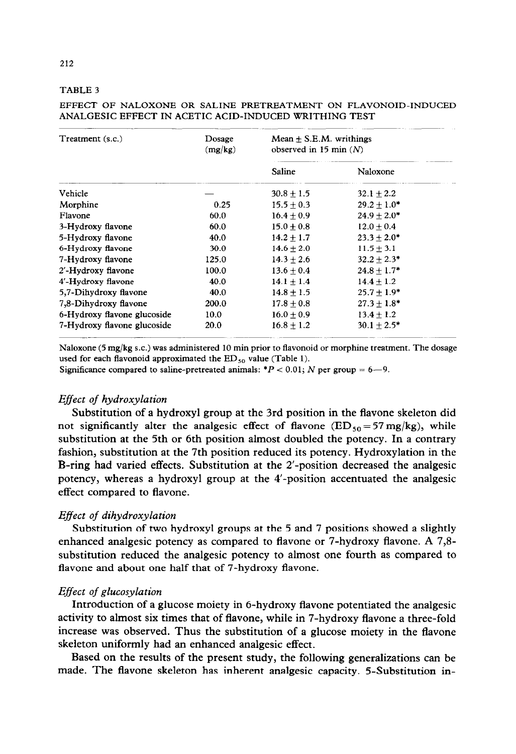TABLE 3

EFFECT OF NALOXONE OR SALINE PRETREATMENT ON FLAVONOID-INDUCED ANALGESIC EFFECT IN ACETIC ACID-INDUCED WRITHING TEST

| Treatment (s.c.) | Dosage (mg/kg) | Mean ± S.E.M. writhings observed in 15 min (N) | |
|---|---|---|---|
| | | Saline | Naloxone |
| Vehicle | — | 30.8 ± 1.5 | 32.1 ± 2.2 |
| Morphine | 0.25 | 15.5 ± 0.3 | 29.2 ± 1.0* |
| Flavone | 60.0 | 16.4 ± 0.9 | 24.9 ± 2.0* |
| 3-Hydroxy flavone | 60.0 | 15.0 ± 0.8 | 12.0 ± 0.4 |
| 5-Hydroxy flavone | 40.0 | 14.2 ± 1.7 | 23.3 ± 2.0* |
| 6-Hydroxy flavone | 30.0 | 14.6 ± 2.0 | 11.5 ± 3.1 |
| 7-Hydroxy flavone | 125.0 | 14.3 ± 2.6 | 32.2 ± 2.3* |
| 2'-Hydroxy flavone | 100.0 | 13.6 ± 0.4 | 24.8 ± 1.7* |
| 4'-Hydroxy flavone | 40.0 | 14.1 ± 1.4 | 14.4 ± 1.2 |
| 5,7-Dihydroxy flavone | 40.0 | 14.8 ± 1.5 | 25.7 ± 1.9* |
| 7,8-Dihydroxy flavone | 200.0 | 17.8 ± 0.8 | 27.3 ± 1.8* |
| 6-Hydroxy flavone glucoside | 10.0 | 16.0 ± 0.9 | 13.4 ± 1.2 |
| 7-Hydroxy flavone glucoside | 20.0 | 16.8 ± 1.2 | 30.1 ± 2.5* |

Naloxone (5 mg/kg s.c.) was administered 10 min prior to flavonoid or morphine treatment. The dosage used for each flavonoid approximated the $ED_{50}$ value (Table 1).
Significance compared to saline-pretreated animals: *$P < 0.01$; N per group = 6—9.

### *Effect of hydroxylation*

Substitution of a hydroxyl group at the 3rd position in the flavone skeleton did not significantly alter the analgesic effect of flavone ($ED_{50} = 57$ mg/kg), while substitution at the 5th or 6th position almost doubled the potency. In a contrary fashion, substitution at the 7th position reduced its potency. Hydroxylation in the B-ring had varied effects. Substitution at the 2'-position decreased the analgesic potency, whereas a hydroxyl group at the 4'-position accentuated the analgesic effect compared to flavone.

### *Effect of dihydroxylation*

Substitution of two hydroxyl groups at the 5 and 7 positions showed a slightly enhanced analgesic potency as compared to flavone or 7-hydroxy flavone. A 7,8-substitution reduced the analgesic potency to almost one fourth as compared to flavone and about one half that of 7-hydroxy flavone.

### *Effect of glucosylation*

Introduction of a glucose moiety in 6-hydroxy flavone potentiated the analgesic activity to almost six times that of flavone, while in 7-hydroxy flavone a three-fold increase was observed. Thus the substitution of a glucose moiety in the flavone skeleton uniformly had an enhanced analgesic effect.

Based on the results of the present study, the following generalizations can be made. The flavone skeleton has inherent analgesic capacity. 5-Substitution in-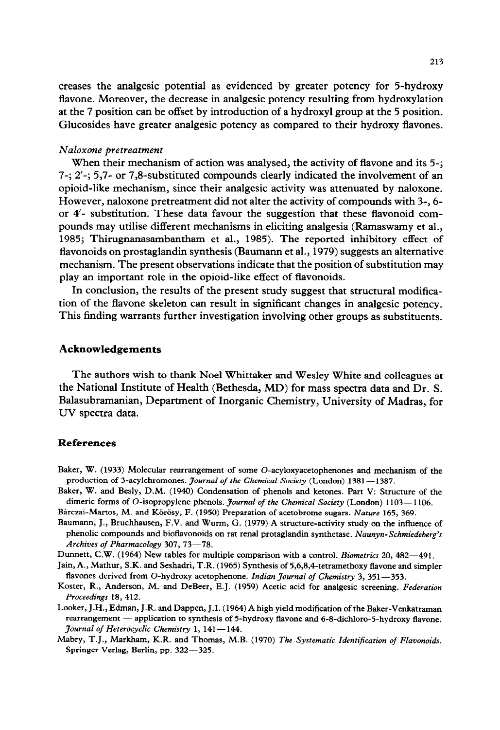creases the analgesic potential as evidenced by greater potency for 5-hydroxy flavone. Moreover, the decrease in analgesic potency resulting from hydroxylation at the 7 position can be offset by introduction of a hydroxyl group at the 5 position. Glucosides have greater analgesic potency as compared to their hydroxy flavones.

*Naloxone pretreatment*

When their mechanism of action was analysed, the activity of flavone and its 5-; 7-; 2′-; 5,7- or 7,8-substituted compounds clearly indicated the involvement of an opioid-like mechanism, since their analgesic activity was attenuated by naloxone. However, naloxone pretreatment did not alter the activity of compounds with 3-, 6- or 4′- substitution. These data favour the suggestion that these flavonoid compounds may utilise different mechanisms in eliciting analgesia (Ramaswamy et al., 1985; Thirugnanasambantham et al., 1985). The reported inhibitory effect of flavonoids on prostaglandin synthesis (Baumann et al., 1979) suggests an alternative mechanism. The present observations indicate that the position of substitution may play an important role in the opioid-like effect of flavonoids.

In conclusion, the results of the present study suggest that structural modification of the flavone skeleton can result in significant changes in analgesic potency. This finding warrants further investigation involving other groups as substituents.

## Acknowledgements

The authors wish to thank Noel Whittaker and Wesley White and colleagues at the National Institute of Health (Bethesda, MD) for mass spectra data and Dr. S. Balasubramanian, Department of Inorganic Chemistry, University of Madras, for UV spectra data.

## References

Baker, W. (1933) Molecular rearrangement of some O-acyloxyacetophenones and mechanism of the production of 3-acylchromones. *Journal of the Chemical Society* (London) 1381—1387.

Baker, W. and Besly, D.M. (1940) Condensation of phenols and ketones. Part V: Structure of the dimeric forms of O-isopropylene phenols. *Journal of the Chemical Society* (London) 1103—1106.

Bárczai-Martos, M. and Körösy, F. (1950) Preparation of acetobrome sugars. *Nature* 165, 369.

Baumann, J., Bruchhausen, F.V. and Wurm, G. (1979) A structure-activity study on the influence of phenolic compounds and bioflavonoids on rat renal protaglandin synthetase. *Naunyn-Schmiedeberg's Archives of Pharmacology* 307, 73—78.

Dunnett, C.W. (1964) New tables for multiple comparison with a control. *Biometrics* 20, 482—491.

Jain, A., Mathur, S.K. and Seshadri, T.R. (1965) Synthesis of 5,6,8,4-tetramethoxy flavone and simpler flavones derived from O-hydroxy acetophenone. *Indian Journal of Chemistry* 3, 351—353.

Koster, R., Anderson, M. and DeBeer, E.J. (1959) Acetic acid for analgesic screening. *Federation Proceedings* 18, 412.

Looker, J.H., Edman, J.R. and Dappen, J.I. (1964) A high yield modification of the Baker-Venkatraman rearrangement — application to synthesis of 5-hydroxy flavone and 6-8-dichloro-5-hydroxy flavone. *Journal of Heterocyclic Chemistry* 1, 141—144.

Mabry, T.J., Markham, K.R. and Thomas, M.B. (1970) *The Systematic Identification of Flavonoids*. Springer Verlag, Berlin, pp. 322—325.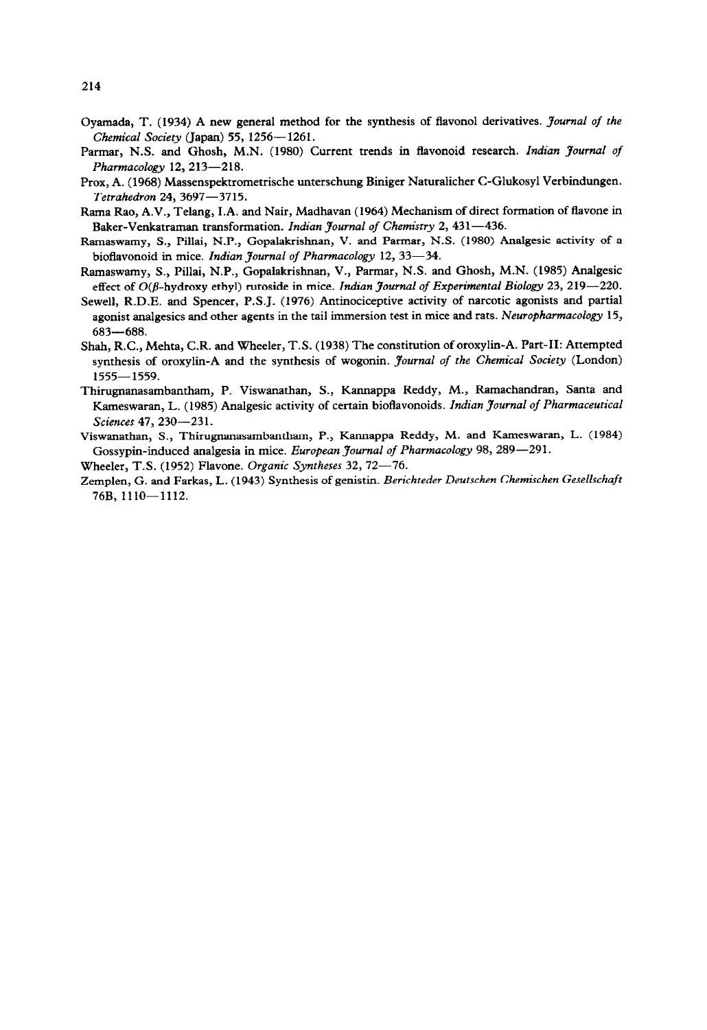Oyamada, T. (1934) A new general method for the synthesis of flavonol derivatives. *Journal of the Chemical Society* (Japan) 55, 1256—1261.

Parmar, N.S. and Ghosh, M.N. (1980) Current trends in flavonoid research. *Indian Journal of Pharmacology* 12, 213—218.

Prox, A. (1968) Massenspektrometrische unterschung Biniger Naturalicher C-Glukosyl Verbindungen. *Tetrahedron* 24, 3697—3715.

Rama Rao, A.V., Telang, I.A. and Nair, Madhavan (1964) Mechanism of direct formation of flavone in Baker-Venkatraman transformation. *Indian Journal of Chemistry* 2, 431—436.

Ramaswamy, S., Pillai, N.P., Gopalakrishnan, V. and Parmar, N.S. (1980) Analgesic activity of a bioflavonoid in mice. *Indian Journal of Pharmacology* 12, 33—34.

Ramaswamy, S., Pillai, N.P., Gopalakrishnan, V., Parmar, N.S. and Ghosh, M.N. (1985) Analgesic effect of $O$($\beta$-hydroxy ethyl) rutoside in mice. *Indian Journal of Experimental Biology* 23, 219—220.

Sewell, R.D.E. and Spencer, P.S.J. (1976) Antinociceptive activity of narcotic agonists and partial agonist analgesics and other agents in the tail immersion test in mice and rats. *Neuropharmacology* 15, 683—688.

Shah, R.C., Mehta, C.R. and Wheeler, T.S. (1938) The constitution of oroxylin-A. Part-II: Attempted synthesis of oroxylin-A and the synthesis of wogonin. *Journal of the Chemical Society* (London) 1555—1559.

Thirugnanasambantham, P. Viswanathan, S., Kannappa Reddy, M., Ramachandran, Santa and Kameswaran, L. (1985) Analgesic activity of certain bioflavonoids. *Indian Journal of Pharmaceutical Sciences* 47, 230—231.

Viswanathan, S., Thirugnanasambantham, P., Kannappa Reddy, M. and Kameswaran, L. (1984) Gossypin-induced analgesia in mice. *European Journal of Pharmacology* 98, 289—291.

Wheeler, T.S. (1952) Flavone. *Organic Syntheses* 32, 72—76.

Zemplen, G. and Farkas, L. (1943) Synthesis of genistin. *Berichteder Deutschen Chemischen Gesellschaft* 76B, 1110—1112.